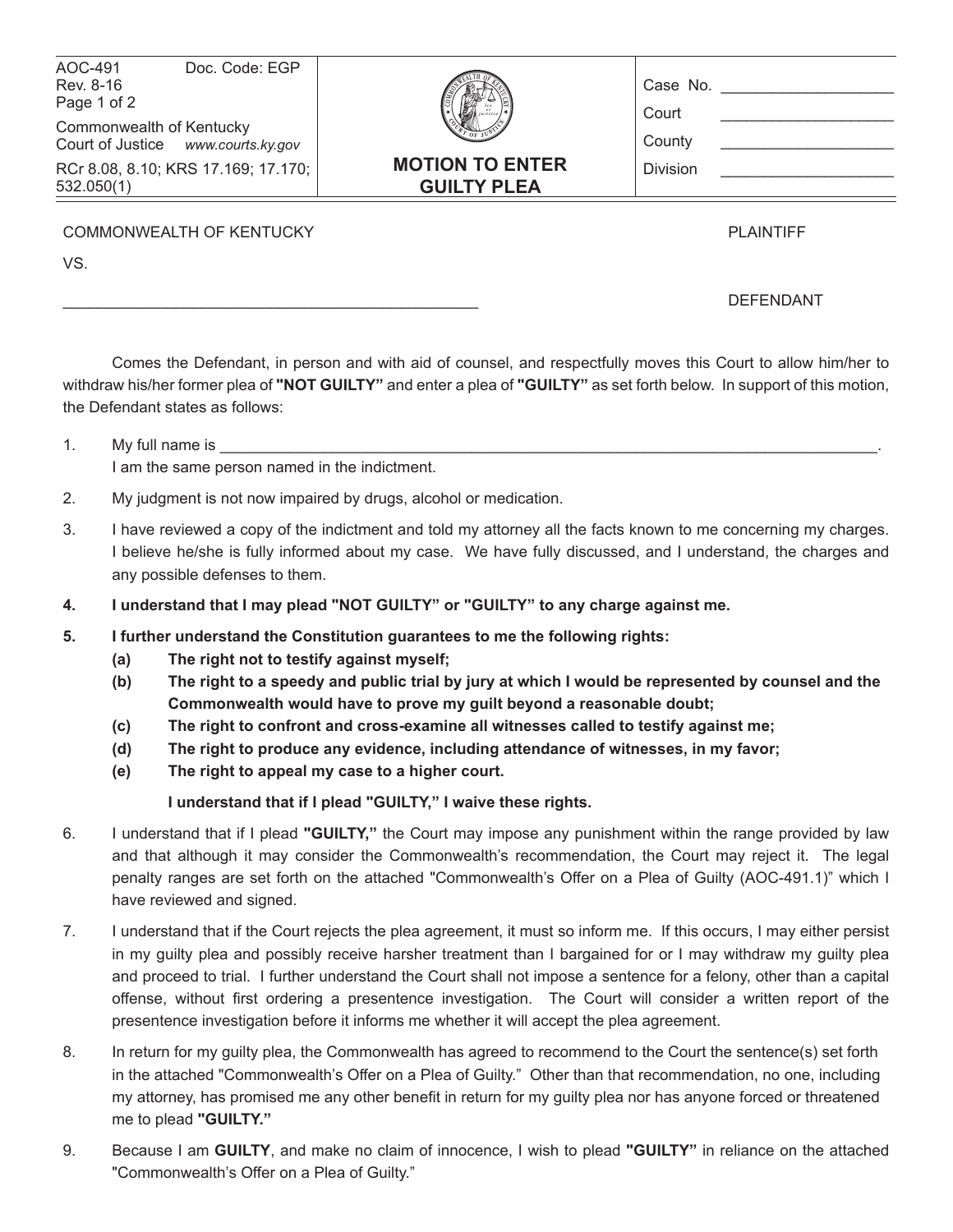AOC-491 Doc. Code: EGP
Rev. 8-16

Commonwealth of Kentucky
Court of Justice *www.courts.ky.gov*

RCr 8.08, 8.10; KRS 17.169; 17.170; 532.050(1)

# MOTION TO ENTER GUILTY PLEA

Case No. ____________________

Court ____________________

County ____________________

Division ____________________

COMMONWEALTH OF KENTUCKY PLAINTIFF

VS.

________________________________________________ DEFENDANT

Comes the Defendant, in person and with aid of counsel, and respectfully moves this Court to allow him/her to withdraw his/her former plea of **"NOT GUILTY"** and enter a plea of **"GUILTY"** as set forth below. In support of this motion, the Defendant states as follows:

1. My full name is ______________________________________________________________________________.
   I am the same person named in the indictment.
2. My judgment is not now impaired by drugs, alcohol or medication.
3. I have reviewed a copy of the indictment and told my attorney all the facts known to me concerning my charges. I believe he/she is fully informed about my case. We have fully discussed, and I understand, the charges and any possible defenses to them.
4. **I understand that I may plead "NOT GUILTY" or "GUILTY" to any charge against me.**
5. **I further understand the Constitution guarantees to me the following rights:**
   - **(a) The right not to testify against myself;**
   - **(b) The right to a speedy and public trial by jury at which I would be represented by counsel and the Commonwealth would have to prove my guilt beyond a reasonable doubt;**
   - **(c) The right to confront and cross-examine all witnesses called to testify against me;**
   - **(d) The right to produce any evidence, including attendance of witnesses, in my favor;**
   - **(e) The right to appeal my case to a higher court.**

   **I understand that if I plead "GUILTY," I waive these rights.**
6. I understand that if I plead **"GUILTY,"** the Court may impose any punishment within the range provided by law and that although it may consider the Commonwealth's recommendation, the Court may reject it. The legal penalty ranges are set forth on the attached "Commonwealth's Offer on a Plea of Guilty (AOC-491.1)" which I have reviewed and signed.
7. I understand that if the Court rejects the plea agreement, it must so inform me. If this occurs, I may either persist in my guilty plea and possibly receive harsher treatment than I bargained for or I may withdraw my guilty plea and proceed to trial. I further understand the Court shall not impose a sentence for a felony, other than a capital offense, without first ordering a presentence investigation. The Court will consider a written report of the presentence investigation before it informs me whether it will accept the plea agreement.
8. In return for my guilty plea, the Commonwealth has agreed to recommend to the Court the sentence(s) set forth in the attached "Commonwealth's Offer on a Plea of Guilty." Other than that recommendation, no one, including my attorney, has promised me any other benefit in return for my guilty plea nor has anyone forced or threatened me to plead **"GUILTY."**
9. Because I am **GUILTY**, and make no claim of innocence, I wish to plead **"GUILTY"** in reliance on the attached "Commonwealth's Offer on a Plea of Guilty."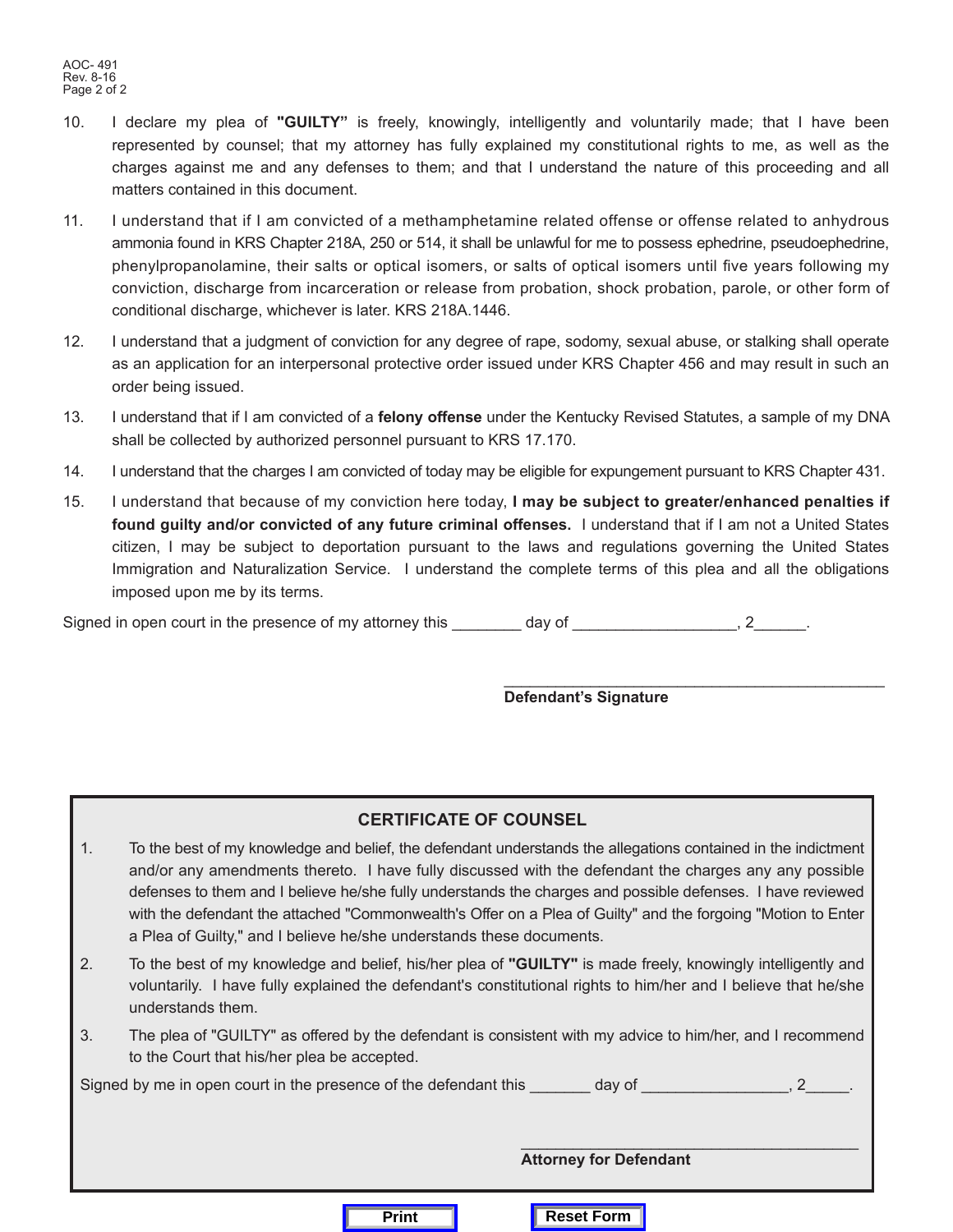10. I declare my plea of **"GUILTY"** is freely, knowingly, intelligently and voluntarily made; that I have been represented by counsel; that my attorney has fully explained my constitutional rights to me, as well as the charges against me and any defenses to them; and that I understand the nature of this proceeding and all matters contained in this document.

11. I understand that if I am convicted of a methamphetamine related offense or offense related to anhydrous ammonia found in KRS Chapter 218A, 250 or 514, it shall be unlawful for me to possess ephedrine, pseudoephedrine, phenylpropanolamine, their salts or optical isomers, or salts of optical isomers until five years following my conviction, discharge from incarceration or release from probation, shock probation, parole, or other form of conditional discharge, whichever is later. KRS 218A.1446.

12. I understand that a judgment of conviction for any degree of rape, sodomy, sexual abuse, or stalking shall operate as an application for an interpersonal protective order issued under KRS Chapter 456 and may result in such an order being issued.

13. I understand that if I am convicted of a **felony offense** under the Kentucky Revised Statutes, a sample of my DNA shall be collected by authorized personnel pursuant to KRS 17.170.

14. I understand that the charges I am convicted of today may be eligible for expungement pursuant to KRS Chapter 431.

15. I understand that because of my conviction here today, **I may be subject to greater/enhanced penalties if found guilty and/or convicted of any future criminal offenses.** I understand that if I am not a United States citizen, I may be subject to deportation pursuant to the laws and regulations governing the United States Immigration and Naturalization Service. I understand the complete terms of this plea and all the obligations imposed upon me by its terms.

Signed in open court in the presence of my attorney this ________ day of __________________, 2______.

_____________________________________________
**Defendant's Signature**

## CERTIFICATE OF COUNSEL

1. To the best of my knowledge and belief, the defendant understands the allegations contained in the indictment and/or any amendments thereto. I have fully discussed with the defendant the charges any any possible defenses to them and I believe he/she fully understands the charges and possible defenses. I have reviewed with the defendant the attached "Commonwealth's Offer on a Plea of Guilty" and the forgoing "Motion to Enter a Plea of Guilty," and I believe he/she understands these documents.

2. To the best of my knowledge and belief, his/her plea of **"GUILTY"** is made freely, knowingly intelligently and voluntarily. I have fully explained the defendant's constitutional rights to him/her and I believe that he/she understands them.

3. The plea of "GUILTY" as offered by the defendant is consistent with my advice to him/her, and I recommend to the Court that his/her plea be accepted.

Signed by me in open court in the presence of the defendant this _______ day of ________________, 2_____.

_____________________________________________
**Attorney for Defendant**

Print Reset Form